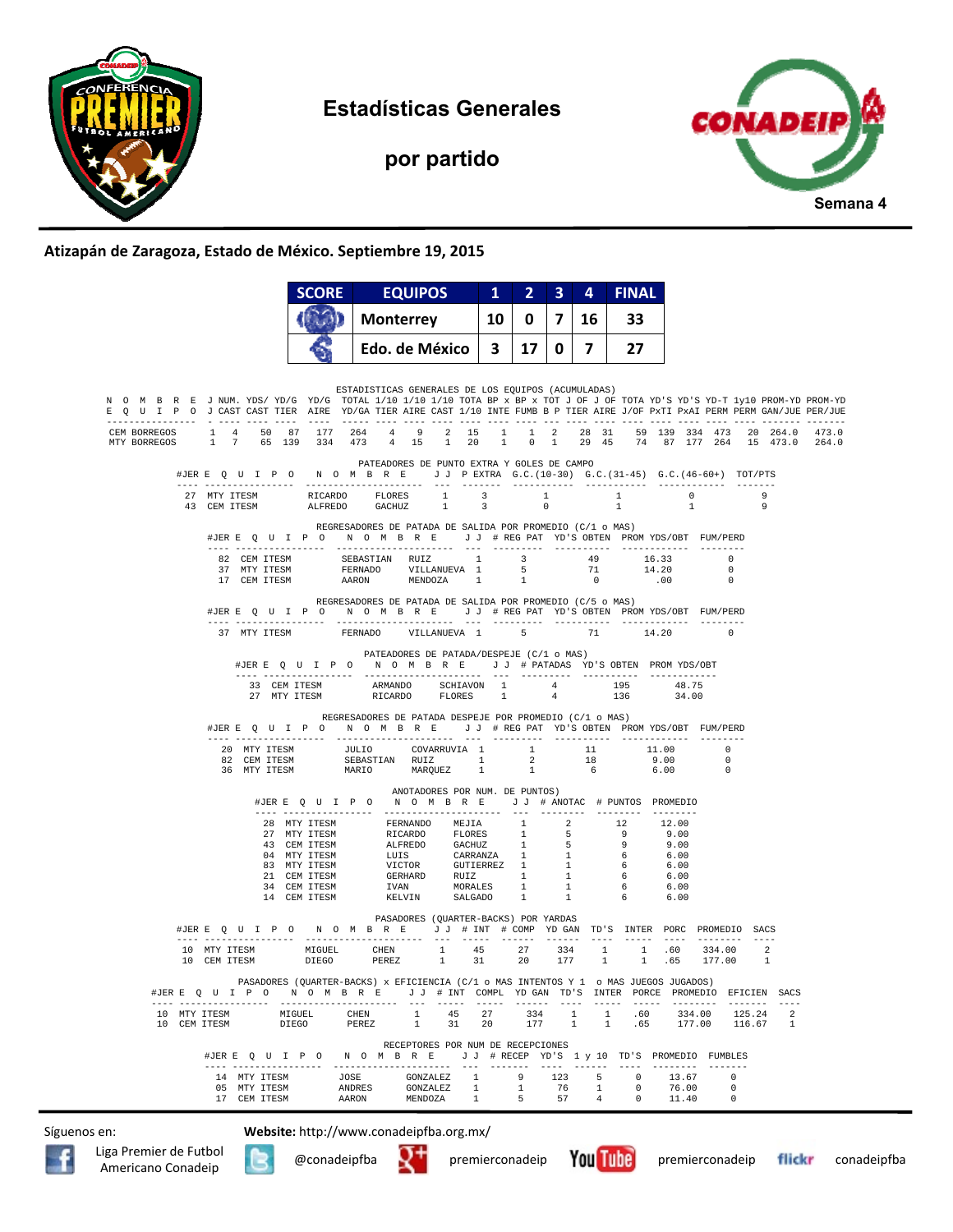# Estadísticas Generales

## por partido

Semana 4

**Atizapán de Zaragoza, Estado de México. Septiembre 19, 2015**

| SCORE | EQUIPOS | 1 | 2 | 3 | 4 | FINAL |
|---|---|---|---|---|---|---|
| | Monterrey | 10 | 0 | 7 | 16 | 33 |
| | Edo. de México | 3 | 17 | 0 | 7 | 27 |

ESTADISTICAS GENERALES DE LOS EQUIPOS (ACUMULADAS)

| NOMBRE EQUIPO | J J | NUM. CAST | YDS/ CAST | YD/G TIER | YD/G AIRE | TOTAL YD/GA | 1/10 TIER | 1/10 AIRE | 1/10 CAST | TOTA 1/10 | BP x INTE | BP x FUMB | TOT B P | J OF TIER | J OF AIRE | TOTA J/OF | YD'S PxTI | YD'S PxAI | YD-T PERM | 1y10 PERM | PROM-YD GAN/JUE | PROM-YD PER/JUE |
|---|---|---|---|---|---|---|---|---|---|---|---|---|---|---|---|---|---|---|---|---|---|---|
| CEM BORREGOS | 1 | 4 | 50 | 87 | 177 | 264 | 4 | 9 | 2 | 15 | 1 | 1 | 2 | 28 | 31 | 59 | 139 | 334 | 473 | 20 | 264.0 | 473.0 |
| MTY BORREGOS | 1 | 7 | 65 | 139 | 334 | 473 | 4 | 15 | 1 | 20 | 1 | 0 | 1 | 29 | 45 | 74 | 87 | 177 | 264 | 15 | 473.0 | 264.0 |

PATEADORES DE PUNTO EXTRA Y GOLES DE CAMPO

| #JER | EQUIPO | NOMBRE | J J | P EXTRA | G.C.(10-30) | G.C.(31-45) | G.C.(46-60+) | TOT/PTS |
|---|---|---|---|---|---|---|---|---|
| 27 | MTY ITESM | RICARDO FLORES | 1 | 3 | 1 | 1 | 0 | 9 |
| 43 | CEM ITESM | ALFREDO GACHUZ | 1 | 3 | 0 | 1 | 1 | 9 |

REGRESADORES DE PATADA DE SALIDA POR PROMEDIO (C/1 o MAS)

| #JER | EQUIPO | NOMBRE | J J | # REG PAT | YD'S OBTEN | PROM YDS/OBT | FUM/PERD |
|---|---|---|---|---|---|---|---|
| 82 | CEM ITESM | SEBASTIAN RUIZ | 1 | 3 | 49 | 16.33 | 0 |
| 37 | MTY ITESM | FERNADO VILLANUEVA | 1 | 5 | 71 | 14.20 | 0 |
| 17 | CEM ITESM | AARON MENDOZA | 1 | 1 | 0 | .00 | 0 |

REGRESADORES DE PATADA DE SALIDA POR PROMEDIO (C/5 o MAS)

| #JER | EQUIPO | NOMBRE | J J | # REG PAT | YD'S OBTEN | PROM YDS/OBT | FUM/PERD |
|---|---|---|---|---|---|---|---|
| 37 | MTY ITESM | FERNADO VILLANUEVA | 1 | 5 | 71 | 14.20 | 0 |

PATEADORES DE PATADA/DESPEJE (C/1 o MAS)

| #JER | EQUIPO | NOMBRE | J J | # PATADAS | YD'S OBTEN | PROM YDS/OBT |
|---|---|---|---|---|---|---|
| 33 | CEM ITESM | ARMANDO SCHIAVON | 1 | 4 | 195 | 48.75 |
| 27 | MTY ITESM | RICARDO FLORES | 1 | 4 | 136 | 34.00 |

REGRESADORES DE PATADA DESPEJE POR PROMEDIO (C/1 o MAS)

| #JER | EQUIPO | NOMBRE | J J | # REG PAT | YD'S OBTEN | PROM YDS/OBT | FUM/PERD |
|---|---|---|---|---|---|---|---|
| 20 | MTY ITESM | JULIO COVARRUVIA | 1 | 1 | 11 | 11.00 | 0 |
| 82 | CEM ITESM | SEBASTIAN RUIZ | 1 | 2 | 18 | 9.00 | 0 |
| 36 | MTY ITESM | MARIO MARQUEZ | 1 | 1 | 6 | 6.00 | 0 |

ANOTADORES POR NUM. DE PUNTOS)

| #JER | EQUIPO | NOMBRE | J J | # ANOTAC | # PUNTOS | PROMEDIO |
|---|---|---|---|---|---|---|
| 28 | MTY ITESM | FERNANDO MEJIA | 1 | 2 | 12 | 12.00 |
| 27 | MTY ITESM | RICARDO FLORES | 1 | 5 | 9 | 9.00 |
| 43 | CEM ITESM | ALFREDO GACHUZ | 1 | 5 | 9 | 9.00 |
| 04 | MTY ITESM | LUIS CARRANZA | 1 | 1 | 6 | 6.00 |
| 83 | MTY ITESM | VICTOR GUTIERREZ | 1 | 1 | 6 | 6.00 |
| 21 | CEM ITESM | GERHARD RUIZ | 1 | 1 | 6 | 6.00 |
| 34 | CEM ITESM | IVAN MORALES | 1 | 1 | 6 | 6.00 |
| 14 | CEM ITESM | KELVIN SALGADO | 1 | 1 | 6 | 6.00 |

PASADORES (QUARTER-BACKS) POR YARDAS

| #JER | EQUIPO | NOMBRE | J J | # INT | # COMP | YD GAN | TD'S | INTER | PORC | PROMEDIO | SACS |
|---|---|---|---|---|---|---|---|---|---|---|---|
| 10 | MTY ITESM | MIGUEL CHEN | 1 | 45 | 27 | 334 | 1 | 1 | .60 | 334.00 | 2 |
| 10 | CEM ITESM | DIEGO PEREZ | 1 | 31 | 20 | 177 | 1 | 1 | .65 | 177.00 | 1 |

PASADORES (QUARTER-BACKS) x EFICIENCIA (C/1 o MAS INTENTOS Y 1 o MAS JUEGOS JUGADOS)

| #JER | EQUIPO | NOMBRE | J J | # INT | COMPL | YD GAN | TD'S | INTER | PORCE | PROMEDIO | EFICIEN | SACS |
|---|---|---|---|---|---|---|---|---|---|---|---|---|
| 10 | MTY ITESM | MIGUEL CHEN | 1 | 45 | 27 | 334 | 1 | 1 | .60 | 334.00 | 125.24 | 2 |
| 10 | CEM ITESM | DIEGO PEREZ | 1 | 31 | 20 | 177 | 1 | 1 | .65 | 177.00 | 116.67 | 1 |

RECEPTORES POR NUM DE RECEPCIONES

| #JER | EQUIPO | NOMBRE | J J | # RECEP | YD'S | 1 y 10 | TD'S | PROMEDIO | FUMBLES |
|---|---|---|---|---|---|---|---|---|---|
| 14 | MTY ITESM | JOSE GONZALEZ | 1 | 9 | 123 | 5 | 0 | 13.67 | 0 |
| 05 | MTY ITESM | ANDRES GONZALEZ | 1 | 1 | 76 | 1 | 0 | 76.00 | 0 |
| 17 | CEM ITESM | AARON MENDOZA | 1 | 5 | 57 | 4 | 0 | 11.40 | 0 |

Síguenos en: **Website:** http://www.conadeipfba.org.mx/

Liga Premier de Futbol Americano Conadeip | @conadeipfba | premierconadeip | premierconadeip | conadeipfba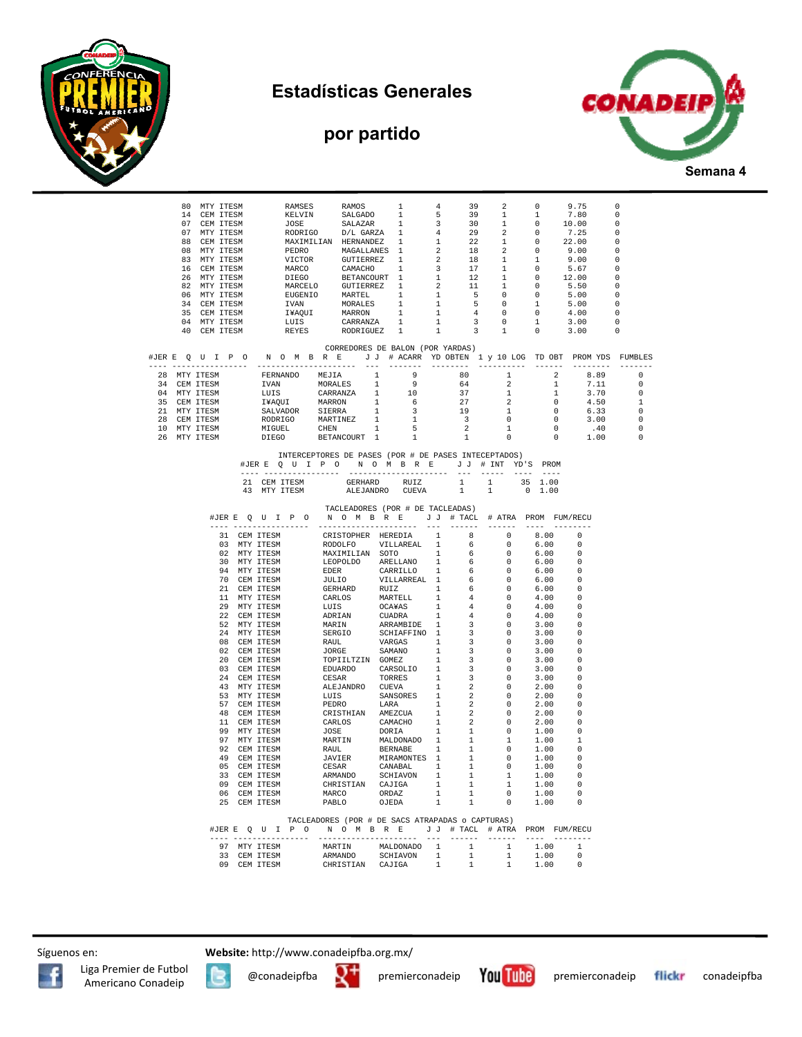# Estadísticas Generales

## por partido

Semana 4

| #JER | EQUIPO | NOMBRE | | JJ | | | | | | |
|---|---|---|---|---|---|---|---|---|---|---|
| 80 | MTY ITESM | RAMSES | RAMOS | 1 | 4 | 39 | 2 | 0 | 9.75 | 0 |
| 14 | CEM ITESM | KELVIN | SALGADO | 1 | 5 | 39 | 1 | 1 | 7.80 | 0 |
| 07 | CEM ITESM | JOSE | SALAZAR | 1 | 3 | 30 | 1 | 0 | 10.00 | 0 |
| 07 | MTY ITESM | RODRIGO | D/L GARZA | 1 | 4 | 29 | 2 | 0 | 7.25 | 0 |
| 88 | CEM ITESM | MAXIMILIAN | HERNANDEZ | 1 | 1 | 22 | 1 | 0 | 22.00 | 0 |
| 08 | MTY ITESM | PEDRO | MAGALLANES | 1 | 2 | 18 | 2 | 0 | 9.00 | 0 |
| 83 | MTY ITESM | VICTOR | GUTIERREZ | 1 | 2 | 18 | 1 | 1 | 9.00 | 0 |
| 16 | CEM ITESM | MARCO | CAMACHO | 1 | 3 | 17 | 1 | 0 | 5.67 | 0 |
| 26 | MTY ITESM | DIEGO | BETANCOURT | 1 | 1 | 12 | 1 | 0 | 12.00 | 0 |
| 82 | MTY ITESM | MARCELO | GUTIERREZ | 1 | 2 | 11 | 1 | 0 | 5.50 | 0 |
| 06 | MTY ITESM | EUGENIO | MARTEL | 1 | 1 | 5 | 0 | 0 | 5.00 | 0 |
| 34 | CEM ITESM | IVAN | MORALES | 1 | 1 | 5 | 0 | 1 | 5.00 | 0 |
| 35 | CEM ITESM | I¥AQUI | MARRON | 1 | 1 | 4 | 0 | 0 | 4.00 | 0 |
| 04 | MTY ITESM | LUIS | CARRANZA | 1 | 1 | 3 | 0 | 1 | 3.00 | 0 |
| 40 | CEM ITESM | REYES | RODRIGUEZ | 1 | 1 | 3 | 1 | 0 | 3.00 | 0 |

CORREDORES DE BALON (POR YARDAS)

| #JER | EQUIPO | NOMBRE | | JJ | # ACARR | YD OBTEN | 1 y 10 LOG | TD OBT | PROM YDS | FUMBLES |
|---|---|---|---|---|---|---|---|---|---|---|
| 28 | MTY ITESM | FERNANDO | MEJIA | 1 | 9 | 80 | 1 | 2 | 8.89 | 0 |
| 34 | CEM ITESM | IVAN | MORALES | 1 | 9 | 64 | 2 | 1 | 7.11 | 0 |
| 04 | MTY ITESM | LUIS | CARRANZA | 1 | 10 | 37 | 1 | 1 | 3.70 | 0 |
| 35 | CEM ITESM | I¥AQUI | MARRON | 1 | 6 | 27 | 2 | 0 | 4.50 | 1 |
| 21 | MTY ITESM | SALVADOR | SIERRA | 1 | 3 | 19 | 1 | 0 | 6.33 | 0 |
| 28 | CEM ITESM | RODRIGO | MARTINEZ | 1 | 1 | 3 | 0 | 0 | 3.00 | 0 |
| 10 | MTY ITESM | MIGUEL | CHEN | 1 | 5 | 2 | 1 | 0 | .40 | 0 |
| 26 | MTY ITESM | DIEGO | BETANCOURT | 1 | 1 | 1 | 0 | 0 | 1.00 | 0 |

INTERCEPTORES DE PASES (POR # DE PASES INTECEPTADOS)

| #JER | EQUIPO | NOMBRE | | JJ | # INT | YD'S | PROM |
|---|---|---|---|---|---|---|---|
| 21 | CEM ITESM | GERHARD | RUIZ | 1 | 1 | 35 | 1.00 |
| 43 | MTY ITESM | ALEJANDRO | CUEVA | 1 | 1 | 0 | 1.00 |

TACLEADORES (POR # DE TACLEADAS)

| #JER | EQUIPO | NOMBRE | | JJ | # TACL | # ATRA | PROM | FUM/RECU |
|---|---|---|---|---|---|---|---|---|
| 31 | CEM ITESM | CRISTOPHER | HEREDIA | 1 | 8 | 0 | 8.00 | 0 |
| 03 | MTY ITESM | RODOLFO | VILLAREAL | 1 | 6 | 0 | 6.00 | 0 |
| 02 | MTY ITESM | MAXIMILIAN | SOTO | 1 | 6 | 0 | 6.00 | 0 |
| 30 | MTY ITESM | LEOPOLDO | ARELLANO | 1 | 6 | 0 | 6.00 | 0 |
| 94 | MTY ITESM | EDER | CARRILLO | 1 | 6 | 0 | 6.00 | 0 |
| 70 | CEM ITESM | JULIO | VILLARREAL | 1 | 6 | 0 | 6.00 | 0 |
| 21 | CEM ITESM | GERHARD | RUIZ | 1 | 6 | 0 | 6.00 | 0 |
| 11 | MTY ITESM | CARLOS | MARTELL | 1 | 4 | 0 | 4.00 | 0 |
| 29 | MTY ITESM | LUIS | OCA¥AS | 1 | 4 | 0 | 4.00 | 0 |
| 22 | CEM ITESM | ADRIAN | CUADRA | 1 | 4 | 0 | 4.00 | 0 |
| 52 | MTY ITESM | MARIN | ARRAMBIDE | 1 | 3 | 0 | 3.00 | 0 |
| 24 | MTY ITESM | SERGIO | SCHIAFFINO | 1 | 3 | 0 | 3.00 | 0 |
| 08 | CEM ITESM | RAUL | VARGAS | 1 | 3 | 0 | 3.00 | 0 |
| 02 | CEM ITESM | JORGE | SAMANO | 1 | 3 | 0 | 3.00 | 0 |
| 20 | CEM ITESM | TOPIILTZIN | GOMEZ | 1 | 3 | 0 | 3.00 | 0 |
| 03 | CEM ITESM | EDUARDO | CARSOLIO | 1 | 3 | 0 | 3.00 | 0 |
| 24 | CEM ITESM | CESAR | TORRES | 1 | 3 | 0 | 3.00 | 0 |
| 43 | MTY ITESM | ALEJANDRO | CUEVA | 1 | 2 | 0 | 2.00 | 0 |
| 53 | MTY ITESM | LUIS | SANSORES | 1 | 2 | 0 | 2.00 | 0 |
| 57 | CEM ITESM | PEDRO | LARA | 1 | 2 | 0 | 2.00 | 0 |
| 48 | CEM ITESM | CRISTHIAN | AMEZCUA | 1 | 2 | 0 | 2.00 | 0 |
| 11 | CEM ITESM | CARLOS | CAMACHO | 1 | 2 | 0 | 2.00 | 0 |
| 99 | MTY ITESM | JOSE | DORIA | 1 | 1 | 0 | 1.00 | 0 |
| 97 | MTY ITESM | MARTIN | MALDONADO | 1 | 1 | 1 | 1.00 | 1 |
| 92 | CEM ITESM | RAUL | BERNABE | 1 | 1 | 0 | 1.00 | 0 |
| 49 | CEM ITESM | JAVIER | MIRAMONTES | 1 | 1 | 0 | 1.00 | 0 |
| 05 | CEM ITESM | CESAR | CANABAL | 1 | 1 | 0 | 1.00 | 0 |
| 33 | CEM ITESM | ARMANDO | SCHIAVON | 1 | 1 | 1 | 1.00 | 0 |
| 09 | CEM ITESM | CHRISTIAN | CAJIGA | 1 | 1 | 1 | 1.00 | 0 |
| 06 | CEM ITESM | MARCO | ORDAZ | 1 | 1 | 0 | 1.00 | 0 |
| 25 | CEM ITESM | PABLO | OJEDA | 1 | 1 | 0 | 1.00 | 0 |

TACLEADORES (POR # DE SACS ATRAPADAS o CAPTURAS)

| #JER | EQUIPO | NOMBRE | | JJ | # TACL | # ATRA | PROM | FUM/RECU |
|---|---|---|---|---|---|---|---|---|
| 97 | MTY ITESM | MARTIN | MALDONADO | 1 | 1 | 1 | 1.00 | 1 |
| 33 | CEM ITESM | ARMANDO | SCHIAVON | 1 | 1 | 1 | 1.00 | 0 |
| 09 | CEM ITESM | CHRISTIAN | CAJIGA | 1 | 1 | 1 | 1.00 | 0 |

Síguenos en: Liga Premier de Futbol Americano Conadeip | @conadeipfba | premierconadeip | premierconadeip | conadeipfba

**Website:** http://www.conadeipfba.org.mx/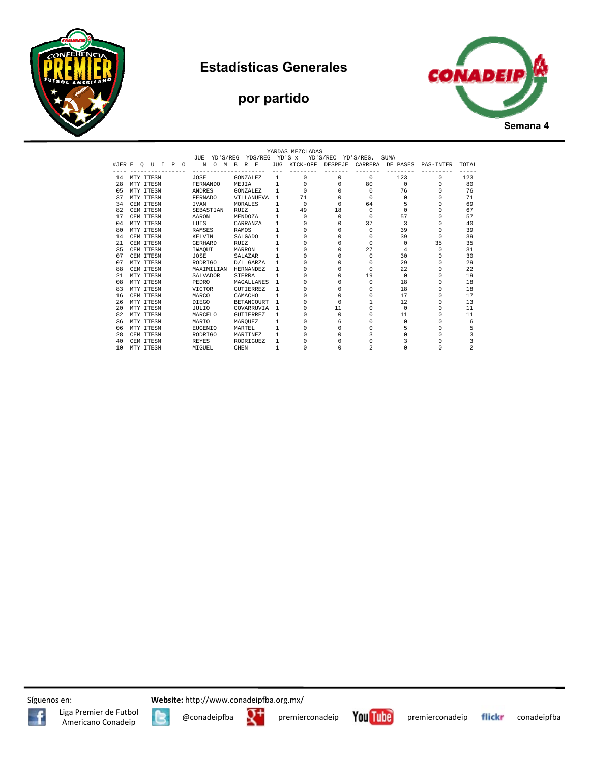# Estadísticas Generales

## por partido

Semana 4

YARDAS MEZCLADAS

| #JER | E Q U I P O | N O M B R E | | JUE JUG | YD'S/REG YD'S x KICK-OFF | YDS/REG DESPEJE | YD'S/REC CARRERA | YD'S/REG. DE PASES | SUMA PAS-INTER | TOTAL |
|---|---|---|---|---|---|---|---|---|---|---|
| 14 | MTY ITESM | JOSE | GONZALEZ | 1 | 0 | 0 | 0 | 123 | 0 | 123 |
| 28 | MTY ITESM | FERNANDO | MEJIA | 1 | 0 | 0 | 80 | 0 | 0 | 80 |
| 05 | MTY ITESM | ANDRES | GONZALEZ | 1 | 0 | 0 | 0 | 76 | 0 | 76 |
| 37 | MTY ITESM | FERNADO | VILLANUEVA | 1 | 71 | 0 | 0 | 0 | 0 | 71 |
| 34 | CEM ITESM | IVAN | MORALES | 1 | 0 | 0 | 64 | 5 | 0 | 69 |
| 82 | CEM ITESM | SEBASTIAN | RUIZ | 1 | 49 | 18 | 0 | 0 | 0 | 67 |
| 17 | CEM ITESM | AARON | MENDOZA | 1 | 0 | 0 | 0 | 57 | 0 | 57 |
| 04 | MTY ITESM | LUIS | CARRANZA | 1 | 0 | 0 | 37 | 3 | 0 | 40 |
| 80 | MTY ITESM | RAMSES | RAMOS | 1 | 0 | 0 | 0 | 39 | 0 | 39 |
| 14 | CEM ITESM | KELVIN | SALGADO | 1 | 0 | 0 | 0 | 39 | 0 | 39 |
| 21 | CEM ITESM | GERHARD | RUIZ | 1 | 0 | 0 | 0 | 0 | 35 | 35 |
| 35 | CEM ITESM | I¥AQUI | MARRON | 1 | 0 | 0 | 27 | 4 | 0 | 31 |
| 07 | CEM ITESM | JOSE | SALAZAR | 1 | 0 | 0 | 0 | 30 | 0 | 30 |
| 07 | MTY ITESM | RODRIGO | D/L GARZA | 1 | 0 | 0 | 0 | 29 | 0 | 29 |
| 88 | CEM ITESM | MAXIMILIAN | HERNANDEZ | 1 | 0 | 0 | 0 | 22 | 0 | 22 |
| 21 | MTY ITESM | SALVADOR | SIERRA | 1 | 0 | 0 | 19 | 0 | 0 | 19 |
| 08 | MTY ITESM | PEDRO | MAGALLANES | 1 | 0 | 0 | 0 | 18 | 0 | 18 |
| 83 | MTY ITESM | VICTOR | GUTIERREZ | 1 | 0 | 0 | 0 | 18 | 0 | 18 |
| 16 | CEM ITESM | MARCO | CAMACHO | 1 | 0 | 0 | 0 | 17 | 0 | 17 |
| 26 | MTY ITESM | DIEGO | BETANCOURT | 1 | 0 | 0 | 1 | 12 | 0 | 13 |
| 20 | MTY ITESM | JULIO | COVARRUVIA | 1 | 0 | 11 | 0 | 0 | 0 | 11 |
| 82 | MTY ITESM | MARCELO | GUTIERREZ | 1 | 0 | 0 | 0 | 11 | 0 | 11 |
| 36 | MTY ITESM | MARIO | MARQUEZ | 1 | 0 | 6 | 0 | 0 | 0 | 6 |
| 06 | MTY ITESM | EUGENIO | MARTEL | 1 | 0 | 0 | 0 | 5 | 0 | 5 |
| 28 | CEM ITESM | RODRIGO | MARTINEZ | 1 | 0 | 0 | 3 | 0 | 0 | 3 |
| 40 | CEM ITESM | REYES | RODRIGUEZ | 1 | 0 | 0 | 0 | 3 | 0 | 3 |
| 10 | MTY ITESM | MIGUEL | CHEN | 1 | 0 | 0 | 2 | 0 | 0 | 2 |

Síguenos en: Liga Premier de Futbol Americano Conadeip | @conadeipfba | premierconadeip | premierconadeip | conadeipfba

**Website:** http://www.conadeipfba.org.mx/